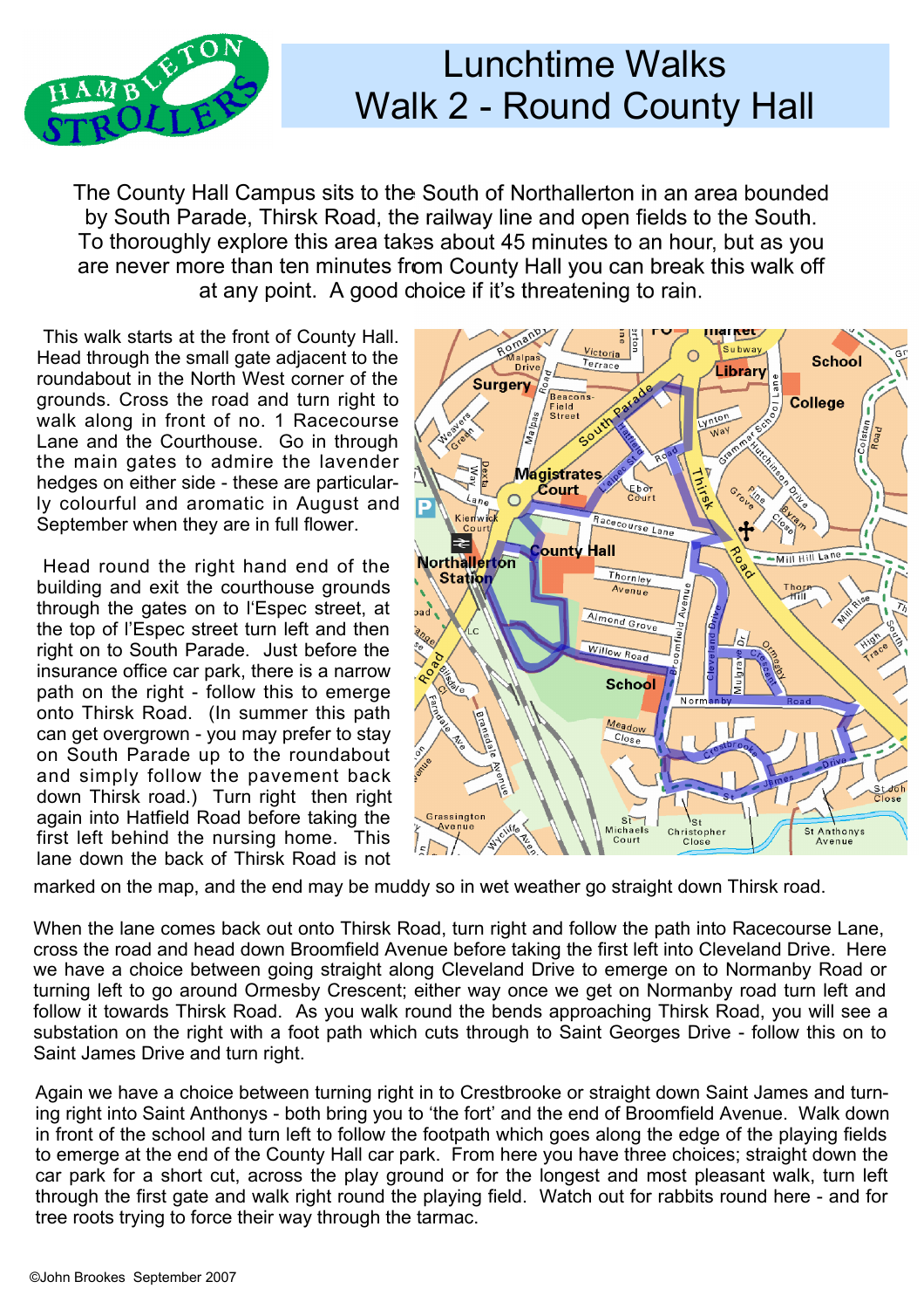# Lunchtime Walks
# Walk 2 - Round County Hall

The County Hall Campus sits to the South of Northallerton in an area bounded by South Parade, Thirsk Road, the railway line and open fields to the South. To thoroughly explore this area takes about 45 minutes to an hour, but as you are never more than ten minutes from County Hall you can break this walk off at any point. A good choice if it's threatening to rain.

This walk starts at the front of County Hall. Head through the small gate adjacent to the roundabout in the North West corner of the grounds. Cross the road and turn right to walk along in front of no. 1 Racecourse Lane and the Courthouse. Go in through the main gates to admire the lavender hedges on either side - these are particularly colourful and aromatic in August and September when they are in full flower.

Head round the right hand end of the building and exit the courthouse grounds through the gates on to l'Espec street, at the top of l'Espec street turn left and then right on to South Parade. Just before the insurance office car park, there is a narrow path on the right - follow this to emerge onto Thirsk Road. (In summer this path can get overgrown - you may prefer to stay on South Parade up to the roundabout and simply follow the pavement back down Thirsk road.) Turn right then right again into Hatfield Road before taking the first left behind the nursing home. This lane down the back of Thirsk Road is not marked on the map, and the end may be muddy so in wet weather go straight down Thirsk road.

When the lane comes back out onto Thirsk Road, turn right and follow the path into Racecourse Lane, cross the road and head down Broomfield Avenue before taking the first left into Cleveland Drive. Here we have a choice between going straight along Cleveland Drive to emerge on to Normanby Road or turning left to go around Ormesby Crescent; either way once we get on Normanby road turn left and follow it towards Thirsk Road. As you walk round the bends approaching Thirsk Road, you will see a substation on the right with a foot path which cuts through to Saint Georges Drive - follow this on to Saint James Drive and turn right.

Again we have a choice between turning right in to Crestbrooke or straight down Saint James and turning right into Saint Anthonys - both bring you to 'the fort' and the end of Broomfield Avenue. Walk down in front of the school and turn left to follow the footpath which goes along the edge of the playing fields to emerge at the end of the County Hall car park. From here you have three choices; straight down the car park for a short cut, across the play ground or for the longest and most pleasant walk, turn left through the first gate and walk right round the playing field. Watch out for rabbits round here - and for tree roots trying to force their way through the tarmac.

©John Brookes September 2007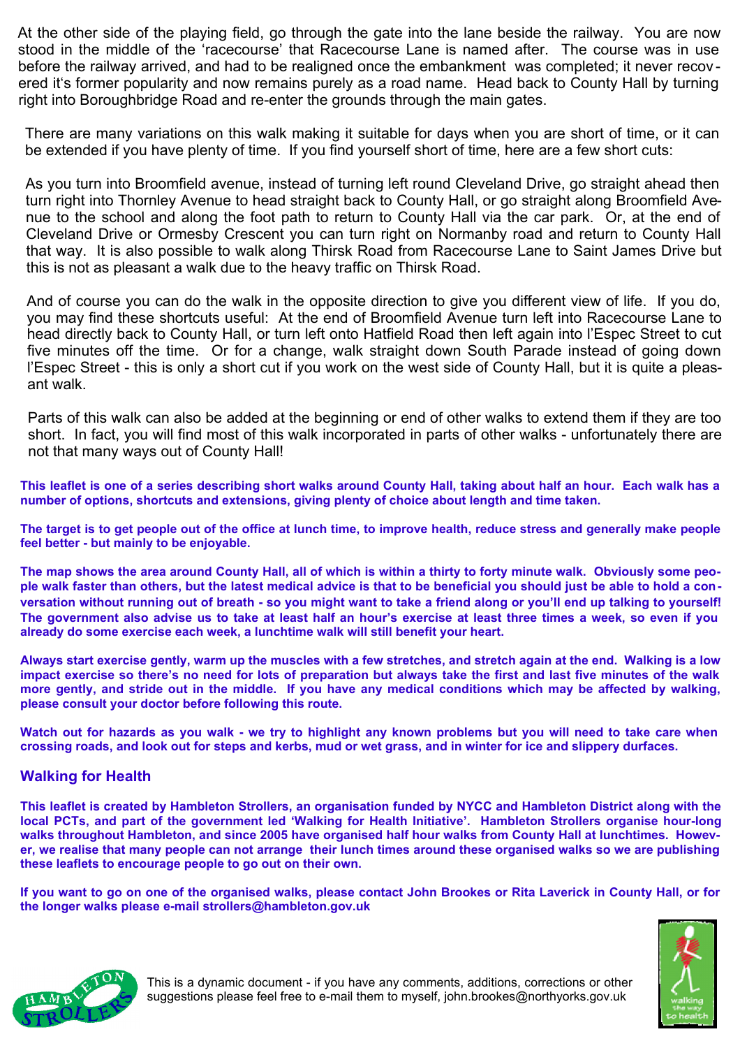At the other side of the playing field, go through the gate into the lane beside the railway. You are now stood in the middle of the 'racecourse' that Racecourse Lane is named after. The course was in use before the railway arrived, and had to be realigned once the embankment was completed; it never recovered it's former popularity and now remains purely as a road name. Head back to County Hall by turning right into Boroughbridge Road and re-enter the grounds through the main gates.

There are many variations on this walk making it suitable for days when you are short of time, or it can be extended if you have plenty of time. If you find yourself short of time, here are a few short cuts:

As you turn into Broomfield avenue, instead of turning left round Cleveland Drive, go straight ahead then turn right into Thornley Avenue to head straight back to County Hall, or go straight along Broomfield Avenue to the school and along the foot path to return to County Hall via the car park. Or, at the end of Cleveland Drive or Ormesby Crescent you can turn right on Normanby road and return to County Hall that way. It is also possible to walk along Thirsk Road from Racecourse Lane to Saint James Drive but this is not as pleasant a walk due to the heavy traffic on Thirsk Road.

And of course you can do the walk in the opposite direction to give you different view of life. If you do, you may find these shortcuts useful: At the end of Broomfield Avenue turn left into Racecourse Lane to head directly back to County Hall, or turn left onto Hatfield Road then left again into l'Espec Street to cut five minutes off the time. Or for a change, walk straight down South Parade instead of going down l'Espec Street - this is only a short cut if you work on the west side of County Hall, but it is quite a pleasant walk.

Parts of this walk can also be added at the beginning or end of other walks to extend them if they are too short. In fact, you will find most of this walk incorporated in parts of other walks - unfortunately there are not that many ways out of County Hall!

**This leaflet is one of a series describing short walks around County Hall, taking about half an hour. Each walk has a number of options, shortcuts and extensions, giving plenty of choice about length and time taken.**

**The target is to get people out of the office at lunch time, to improve health, reduce stress and generally make people feel better - but mainly to be enjoyable.**

**The map shows the area around County Hall, all of which is within a thirty to forty minute walk. Obviously some people walk faster than others, but the latest medical advice is that to be beneficial you should just be able to hold a conversation without running out of breath - so you might want to take a friend along or you'll end up talking to yourself! The government also advise us to take at least half an hour's exercise at least three times a week, so even if you already do some exercise each week, a lunchtime walk will still benefit your heart.**

**Always start exercise gently, warm up the muscles with a few stretches, and stretch again at the end. Walking is a low impact exercise so there's no need for lots of preparation but always take the first and last five minutes of the walk more gently, and stride out in the middle. If you have any medical conditions which may be affected by walking, please consult your doctor before following this route.**

**Watch out for hazards as you walk - we try to highlight any known problems but you will need to take care when crossing roads, and look out for steps and kerbs, mud or wet grass, and in winter for ice and slippery durfaces.**

## Walking for Health

**This leaflet is created by Hambleton Strollers, an organisation funded by NYCC and Hambleton District along with the local PCTs, and part of the government led 'Walking for Health Initiative'. Hambleton Strollers organise hour-long walks throughout Hambleton, and since 2005 have organised half hour walks from County Hall at lunchtimes. However, we realise that many people can not arrange their lunch times around these organised walks so we are publishing these leaflets to encourage people to go out on their own.**

**If you want to go on one of the organised walks, please contact John Brookes or Rita Laverick in County Hall, or for the longer walks please e-mail strollers@hambleton.gov.uk**

This is a dynamic document - if you have any comments, additions, corrections or other suggestions please feel free to e-mail them to myself, john.brookes@northyorks.gov.uk